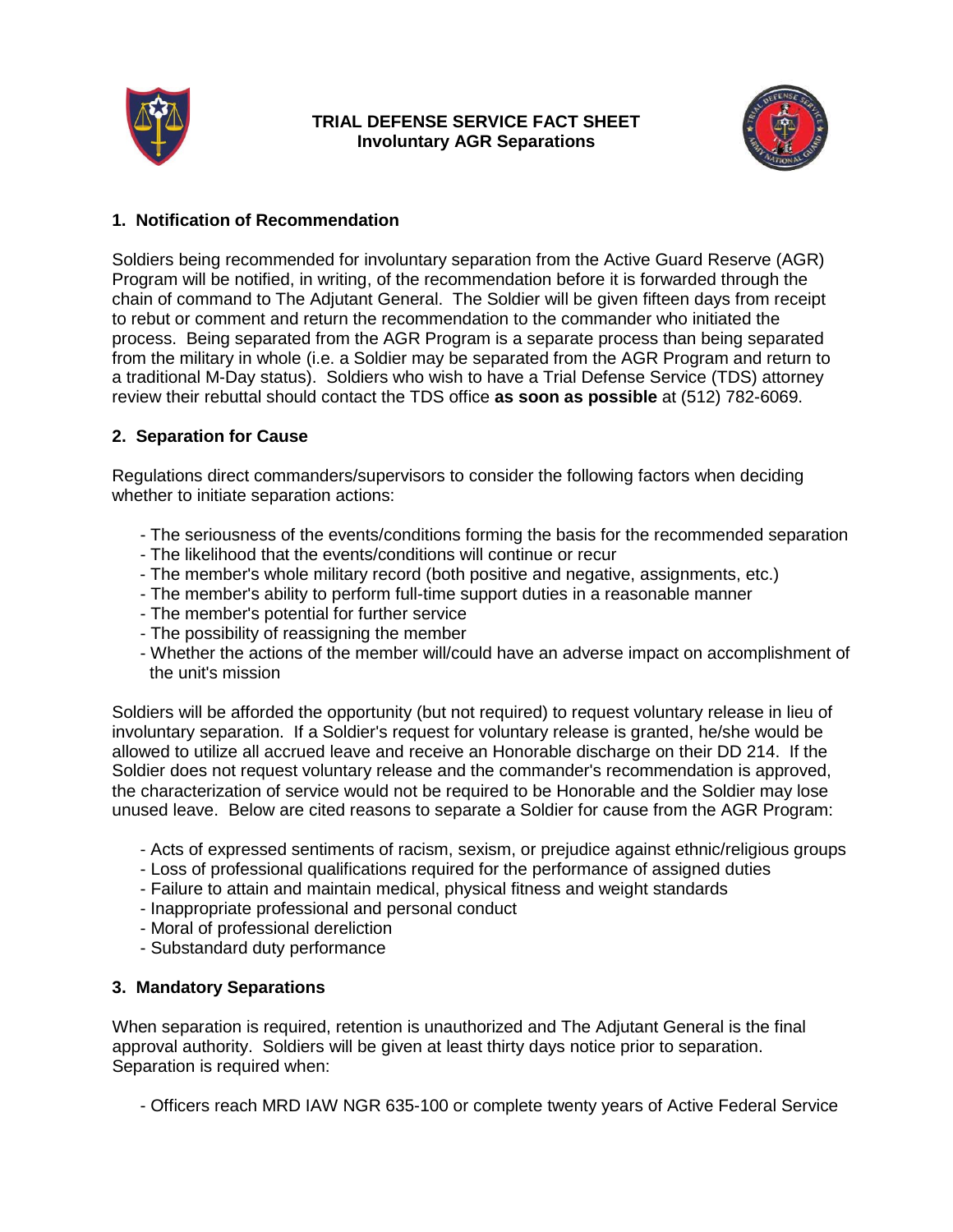# TRIAL DEFENSE SERVICE FACT SHEET
## Involuntary AGR Separations

### 1. Notification of Recommendation

Soldiers being recommended for involuntary separation from the Active Guard Reserve (AGR) Program will be notified, in writing, of the recommendation before it is forwarded through the chain of command to The Adjutant General. The Soldier will be given fifteen days from receipt to rebut or comment and return the recommendation to the commander who initiated the process. Being separated from the AGR Program is a separate process than being separated from the military in whole (i.e. a Soldier may be separated from the AGR Program and return to a traditional M-Day status). Soldiers who wish to have a Trial Defense Service (TDS) attorney review their rebuttal should contact the TDS office **as soon as possible** at (512) 782-6069.

### 2. Separation for Cause

Regulations direct commanders/supervisors to consider the following factors when deciding whether to initiate separation actions:

- The seriousness of the events/conditions forming the basis for the recommended separation
- The likelihood that the events/conditions will continue or recur
- The member's whole military record (both positive and negative, assignments, etc.)
- The member's ability to perform full-time support duties in a reasonable manner
- The member's potential for further service
- The possibility of reassigning the member
- Whether the actions of the member will/could have an adverse impact on accomplishment of the unit's mission

Soldiers will be afforded the opportunity (but not required) to request voluntary release in lieu of involuntary separation. If a Soldier's request for voluntary release is granted, he/she would be allowed to utilize all accrued leave and receive an Honorable discharge on their DD 214. If the Soldier does not request voluntary release and the commander's recommendation is approved, the characterization of service would not be required to be Honorable and the Soldier may lose unused leave. Below are cited reasons to separate a Soldier for cause from the AGR Program:

- Acts of expressed sentiments of racism, sexism, or prejudice against ethnic/religious groups
- Loss of professional qualifications required for the performance of assigned duties
- Failure to attain and maintain medical, physical fitness and weight standards
- Inappropriate professional and personal conduct
- Moral of professional dereliction
- Substandard duty performance

### 3. Mandatory Separations

When separation is required, retention is unauthorized and The Adjutant General is the final approval authority. Soldiers will be given at least thirty days notice prior to separation. Separation is required when:

- Officers reach MRD IAW NGR 635-100 or complete twenty years of Active Federal Service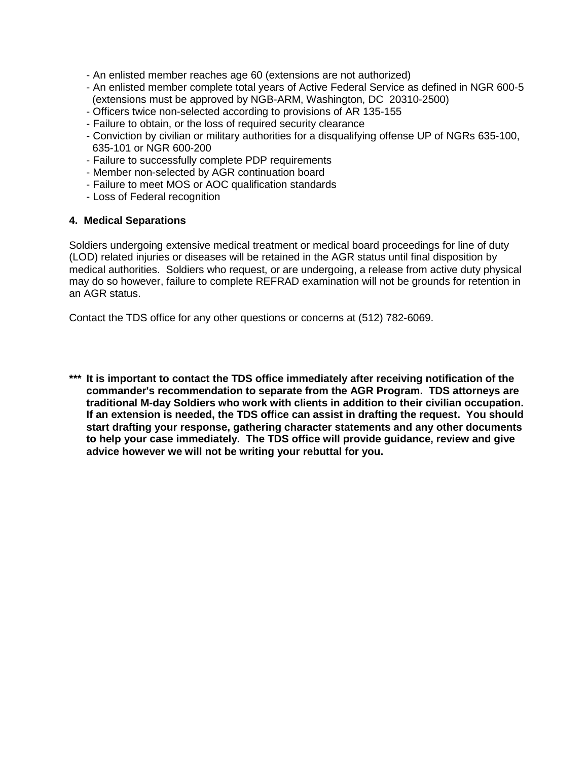- An enlisted member reaches age 60 (extensions are not authorized)
- An enlisted member complete total years of Active Federal Service as defined in NGR 600-5 (extensions must be approved by NGB-ARM, Washington, DC 20310-2500)
- Officers twice non-selected according to provisions of AR 135-155
- Failure to obtain, or the loss of required security clearance
- Conviction by civilian or military authorities for a disqualifying offense UP of NGRs 635-100, 635-101 or NGR 600-200
- Failure to successfully complete PDP requirements
- Member non-selected by AGR continuation board
- Failure to meet MOS or AOC qualification standards
- Loss of Federal recognition

**4. Medical Separations**

Soldiers undergoing extensive medical treatment or medical board proceedings for line of duty (LOD) related injuries or diseases will be retained in the AGR status until final disposition by medical authorities. Soldiers who request, or are undergoing, a release from active duty physical may do so however, failure to complete REFRAD examination will not be grounds for retention in an AGR status.

Contact the TDS office for any other questions or concerns at (512) 782-6069.

**\*\*\* It is important to contact the TDS office immediately after receiving notification of the commander's recommendation to separate from the AGR Program. TDS attorneys are traditional M-day Soldiers who work with clients in addition to their civilian occupation. If an extension is needed, the TDS office can assist in drafting the request. You should start drafting your response, gathering character statements and any other documents to help your case immediately. The TDS office will provide guidance, review and give advice however we will not be writing your rebuttal for you.**